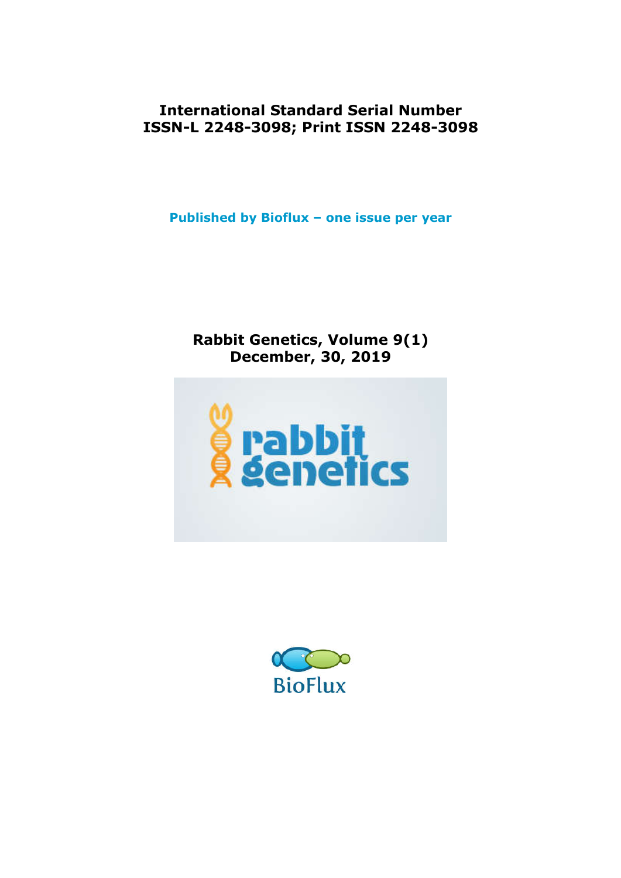**International Standard Serial Number**
**ISSN-L 2248-3098; Print ISSN 2248-3098**

**Published by Bioflux – one issue per year**

**Rabbit Genetics, Volume 9(1)**
**December, 30, 2019**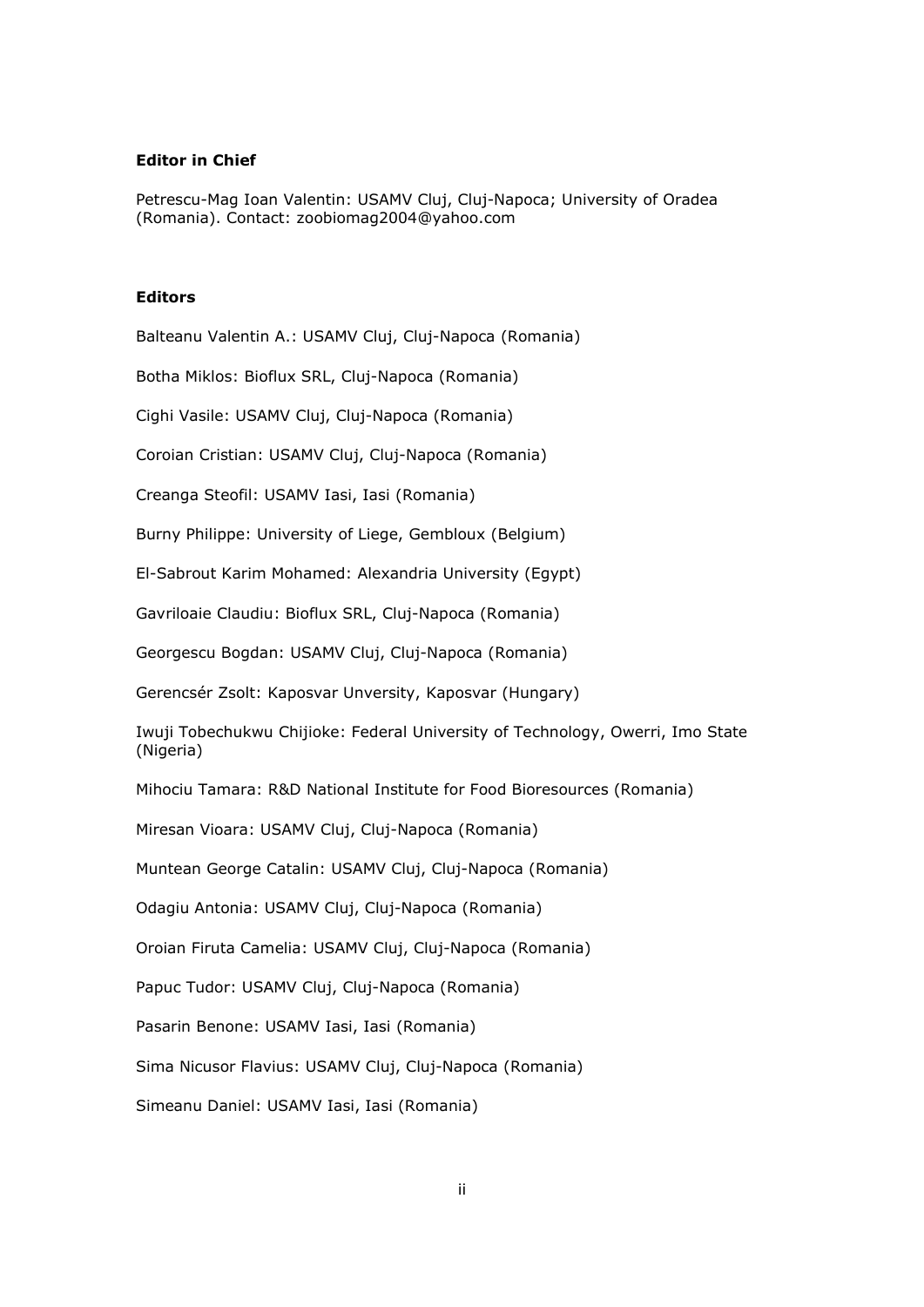**Editor in Chief**

Petrescu-Mag Ioan Valentin: USAMV Cluj, Cluj-Napoca; University of Oradea (Romania). Contact: zoobiomag2004@yahoo.com

**Editors**

Balteanu Valentin A.: USAMV Cluj, Cluj-Napoca (Romania)

Botha Miklos: Bioflux SRL, Cluj-Napoca (Romania)

Cighi Vasile: USAMV Cluj, Cluj-Napoca (Romania)

Coroian Cristian: USAMV Cluj, Cluj-Napoca (Romania)

Creanga Steofil: USAMV Iasi, Iasi (Romania)

Burny Philippe: University of Liege, Gembloux (Belgium)

El-Sabrout Karim Mohamed: Alexandria University (Egypt)

Gavriloaie Claudiu: Bioflux SRL, Cluj-Napoca (Romania)

Georgescu Bogdan: USAMV Cluj, Cluj-Napoca (Romania)

Gerencsér Zsolt: Kaposvar Unversity, Kaposvar (Hungary)

Iwuji Tobechukwu Chijioke: Federal University of Technology, Owerri, Imo State (Nigeria)

Mihociu Tamara: R&D National Institute for Food Bioresources (Romania)

Miresan Vioara: USAMV Cluj, Cluj-Napoca (Romania)

Muntean George Catalin: USAMV Cluj, Cluj-Napoca (Romania)

Odagiu Antonia: USAMV Cluj, Cluj-Napoca (Romania)

Oroian Firuta Camelia: USAMV Cluj, Cluj-Napoca (Romania)

Papuc Tudor: USAMV Cluj, Cluj-Napoca (Romania)

Pasarin Benone: USAMV Iasi, Iasi (Romania)

Sima Nicusor Flavius: USAMV Cluj, Cluj-Napoca (Romania)

Simeanu Daniel: USAMV Iasi, Iasi (Romania)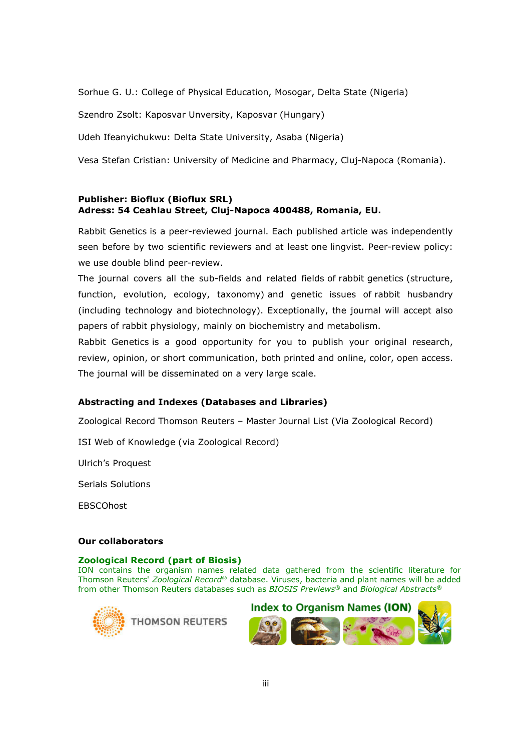Sorhue G. U.: College of Physical Education, Mosogar, Delta State (Nigeria)

Szendro Zsolt: Kaposvar Unversity, Kaposvar (Hungary)

Udeh Ifeanyichukwu: Delta State University, Asaba (Nigeria)

Vesa Stefan Cristian: University of Medicine and Pharmacy, Cluj-Napoca (Romania).

**Publisher: Bioflux (Bioflux SRL)**
**Adress: 54 Ceahlau Street, Cluj-Napoca 400488, Romania, EU.**

Rabbit Genetics is a peer-reviewed journal. Each published article was independently seen before by two scientific reviewers and at least one lingvist. Peer-review policy: we use double blind peer-review.
The journal covers all the sub-fields and related fields of rabbit genetics (structure, function, evolution, ecology, taxonomy) and genetic issues of rabbit husbandry (including technology and biotechnology). Exceptionally, the journal will accept also papers of rabbit physiology, mainly on biochemistry and metabolism.
Rabbit Genetics is a good opportunity for you to publish your original research, review, opinion, or short communication, both printed and online, color, open access. The journal will be disseminated on a very large scale.

**Abstracting and Indexes (Databases and Libraries)**

Zoological Record Thomson Reuters – Master Journal List (Via Zoological Record)

ISI Web of Knowledge (via Zoological Record)

Ulrich's Proquest

Serials Solutions

EBSCOhost

**Our collaborators**

**Zoological Record (part of Biosis)**
ION contains the organism names related data gathered from the scientific literature for Thomson Reuters' *Zoological Record*® database. Viruses, bacteria and plant names will be added from other Thomson Reuters databases such as *BIOSIS Previews*® and *Biological Abstracts*®

THOMSON REUTERS

Index to Organism Names (ION)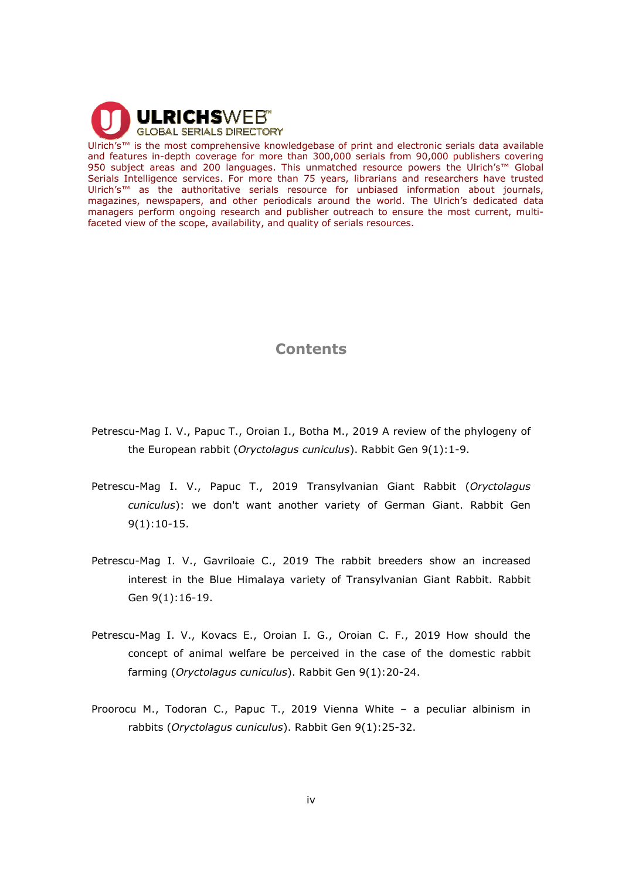**ULRICHSWEB™**
GLOBAL SERIALS DIRECTORY

Ulrich's™ is the most comprehensive knowledgebase of print and electronic serials data available and features in-depth coverage for more than 300,000 serials from 90,000 publishers covering 950 subject areas and 200 languages. This unmatched resource powers the Ulrich's™ Global Serials Intelligence services. For more than 75 years, librarians and researchers have trusted Ulrich's™ as the authoritative serials resource for unbiased information about journals, magazines, newspapers, and other periodicals around the world. The Ulrich's dedicated data managers perform ongoing research and publisher outreach to ensure the most current, multi-faceted view of the scope, availability, and quality of serials resources.

## Contents

Petrescu-Mag I. V., Papuc T., Oroian I., Botha M., 2019 A review of the phylogeny of the European rabbit (*Oryctolagus cuniculus*). Rabbit Gen 9(1):1-9.

Petrescu-Mag I. V., Papuc T., 2019 Transylvanian Giant Rabbit (*Oryctolagus cuniculus*): we don't want another variety of German Giant. Rabbit Gen 9(1):10-15.

Petrescu-Mag I. V., Gavriloaie C., 2019 The rabbit breeders show an increased interest in the Blue Himalaya variety of Transylvanian Giant Rabbit. Rabbit Gen 9(1):16-19.

Petrescu-Mag I. V., Kovacs E., Oroian I. G., Oroian C. F., 2019 How should the concept of animal welfare be perceived in the case of the domestic rabbit farming (*Oryctolagus cuniculus*). Rabbit Gen 9(1):20-24.

Proorocu M., Todoran C., Papuc T., 2019 Vienna White – a peculiar albinism in rabbits (*Oryctolagus cuniculus*). Rabbit Gen 9(1):25-32.